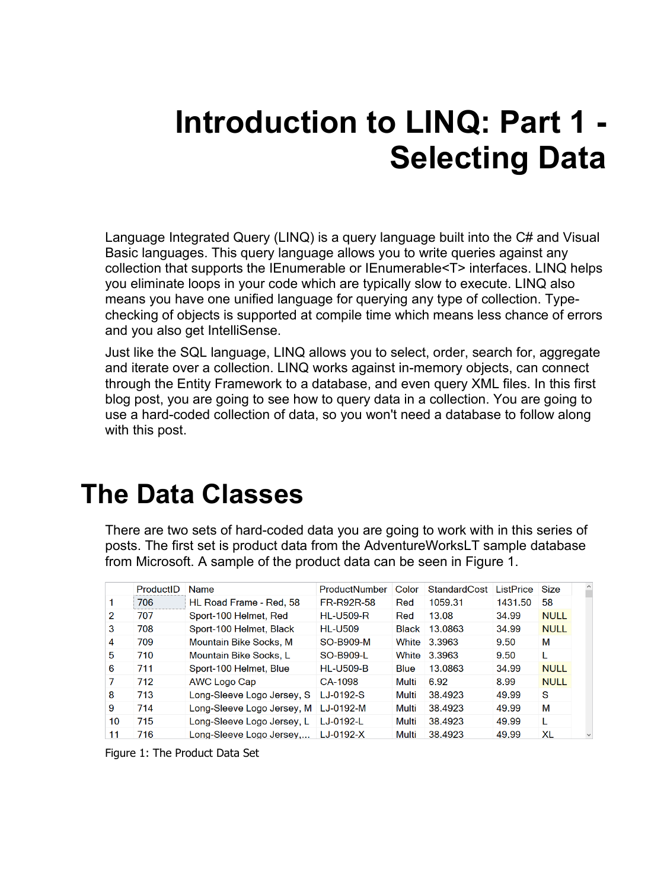# Introduction to LINQ: Part 1 - Selecting Data

Language Integrated Query (LINQ) is a query language built into the C# and Visual Basic languages. This query language allows you to write queries against any collection that supports the IEnumerable or IEnumerable<T> interfaces. LINQ helps you eliminate loops in your code which are typically slow to execute. LINQ also means you have one unified language for querying any type of collection. Type-checking of objects is supported at compile time which means less chance of errors and you also get IntelliSense.

Just like the SQL language, LINQ allows you to select, order, search for, aggregate and iterate over a collection. LINQ works against in-memory objects, can connect through the Entity Framework to a database, and even query XML files. In this first blog post, you are going to see how to query data in a collection. You are going to use a hard-coded collection of data, so you won't need a database to follow along with this post.

## The Data Classes

There are two sets of hard-coded data you are going to work with in this series of posts. The first set is product data from the AdventureWorksLT sample database from Microsoft. A sample of the product data can be seen in Figure 1.

| | ProductID | Name | ProductNumber | Color | StandardCost | ListPrice | Size |
|---|---|---|---|---|---|---|---|
| 1 | 706 | HL Road Frame - Red, 58 | FR-R92R-58 | Red | 1059.31 | 1431.50 | 58 |
| 2 | 707 | Sport-100 Helmet, Red | HL-U509-R | Red | 13.08 | 34.99 | NULL |
| 3 | 708 | Sport-100 Helmet, Black | HL-U509 | Black | 13.0863 | 34.99 | NULL |
| 4 | 709 | Mountain Bike Socks, M | SO-B909-M | White | 3.3963 | 9.50 | M |
| 5 | 710 | Mountain Bike Socks, L | SO-B909-L | White | 3.3963 | 9.50 | L |
| 6 | 711 | Sport-100 Helmet, Blue | HL-U509-B | Blue | 13.0863 | 34.99 | NULL |
| 7 | 712 | AWC Logo Cap | CA-1098 | Multi | 6.92 | 8.99 | NULL |
| 8 | 713 | Long-Sleeve Logo Jersey, S | LJ-0192-S | Multi | 38.4923 | 49.99 | S |
| 9 | 714 | Long-Sleeve Logo Jersey, M | LJ-0192-M | Multi | 38.4923 | 49.99 | M |
| 10 | 715 | Long-Sleeve Logo Jersey, L | LJ-0192-L | Multi | 38.4923 | 49.99 | L |
| 11 | 716 | Long-Sleeve Logo Jersey,... | LJ-0192-X | Multi | 38.4923 | 49.99 | XL |

Figure 1: The Product Data Set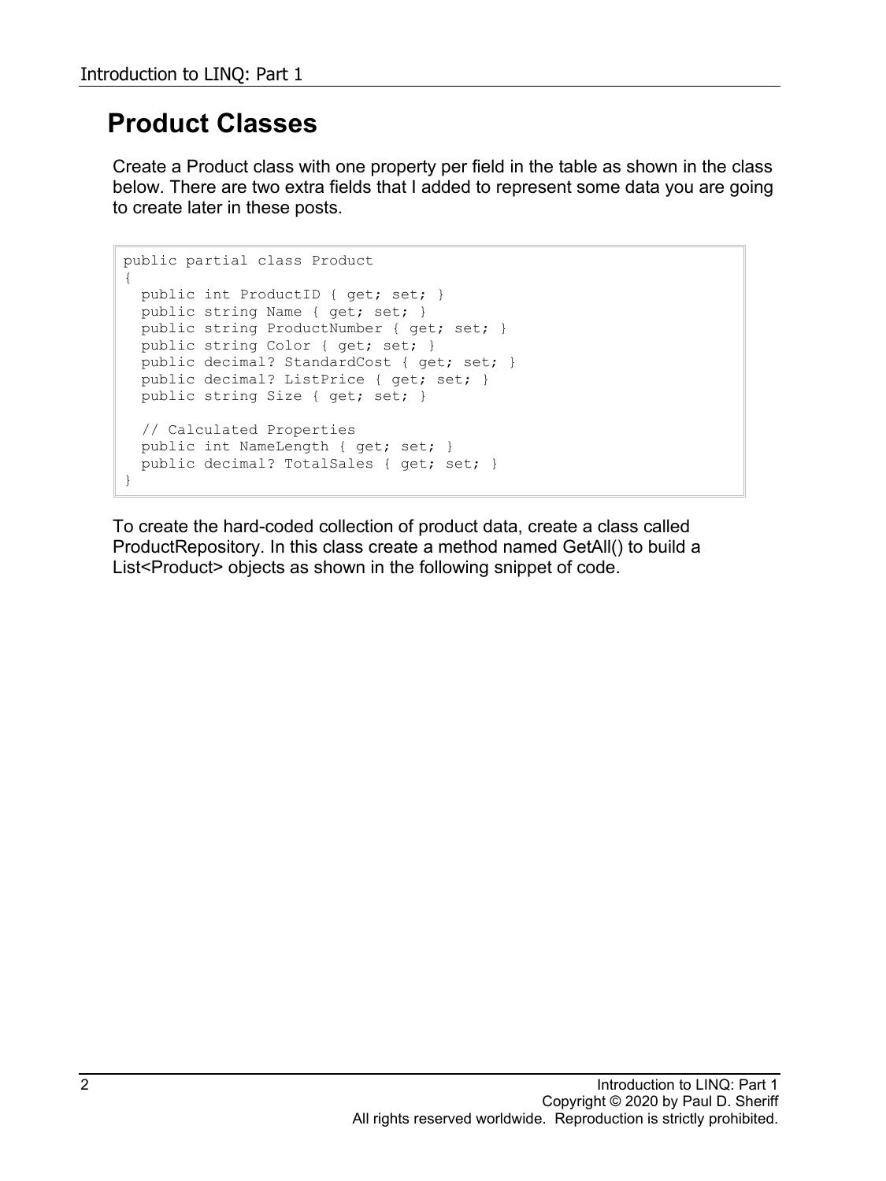## Product Classes

Create a Product class with one property per field in the table as shown in the class below. There are two extra fields that I added to represent some data you are going to create later in these posts.

```
public partial class Product
{
  public int ProductID { get; set; }
  public string Name { get; set; }
  public string ProductNumber { get; set; }
  public string Color { get; set; }
  public decimal? StandardCost { get; set; }
  public decimal? ListPrice { get; set; }
  public string Size { get; set; }

  // Calculated Properties
  public int NameLength { get; set; }
  public decimal? TotalSales { get; set; }
}
```

To create the hard-coded collection of product data, create a class called ProductRepository. In this class create a method named GetAll() to build a List<Product> objects as shown in the following snippet of code.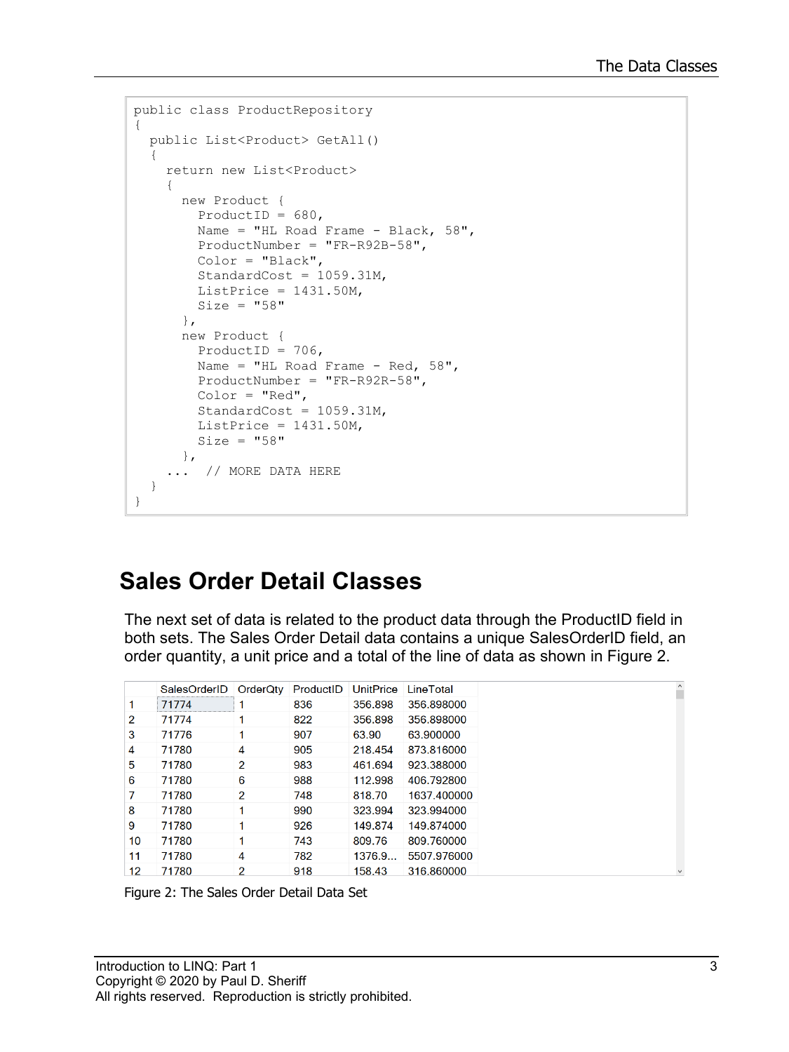```
public class ProductRepository
{
  public List<Product> GetAll()
  {
    return new List<Product>
    {
      new Product {
        ProductID = 680,
        Name = "HL Road Frame - Black, 58",
        ProductNumber = "FR-R92B-58",
        Color = "Black",
        StandardCost = 1059.31M,
        ListPrice = 1431.50M,
        Size = "58"
      },
      new Product {
        ProductID = 706,
        Name = "HL Road Frame - Red, 58",
        ProductNumber = "FR-R92R-58",
        Color = "Red",
        StandardCost = 1059.31M,
        ListPrice = 1431.50M,
        Size = "58"
      },
    ...  // MORE DATA HERE
  }
}
```

## Sales Order Detail Classes

The next set of data is related to the product data through the ProductID field in both sets. The Sales Order Detail data contains a unique SalesOrderID field, an order quantity, a unit price and a total of the line of data as shown in Figure 2.

| | SalesOrderID | OrderQty | ProductID | UnitPrice | LineTotal |
|---|---|---|---|---|---|
| 1 | 71774 | 1 | 836 | 356.898 | 356.898000 |
| 2 | 71774 | 1 | 822 | 356.898 | 356.898000 |
| 3 | 71776 | 1 | 907 | 63.90 | 63.900000 |
| 4 | 71780 | 4 | 905 | 218.454 | 873.816000 |
| 5 | 71780 | 2 | 983 | 461.694 | 923.388000 |
| 6 | 71780 | 6 | 988 | 112.998 | 406.792800 |
| 7 | 71780 | 2 | 748 | 818.70 | 1637.400000 |
| 8 | 71780 | 1 | 990 | 323.994 | 323.994000 |
| 9 | 71780 | 1 | 926 | 149.874 | 149.874000 |
| 10 | 71780 | 1 | 743 | 809.76 | 809.760000 |
| 11 | 71780 | 4 | 782 | 1376.9... | 5507.976000 |
| 12 | 71780 | 2 | 918 | 158.43 | 316.860000 |

Figure 2: The Sales Order Detail Data Set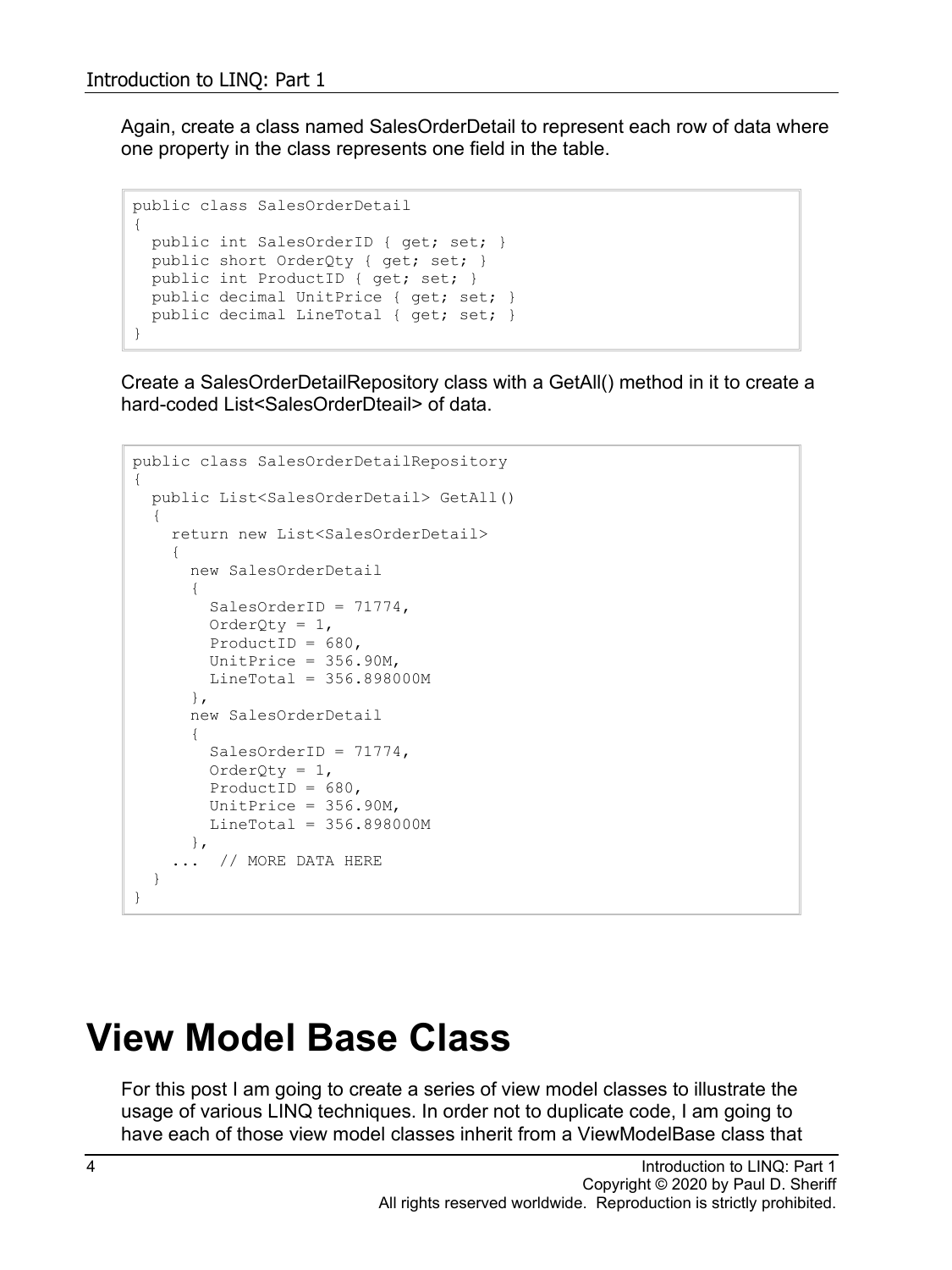Again, create a class named SalesOrderDetail to represent each row of data where one property in the class represents one field in the table.

```
public class SalesOrderDetail
{
  public int SalesOrderID { get; set; }
  public short OrderQty { get; set; }
  public int ProductID { get; set; }
  public decimal UnitPrice { get; set; }
  public decimal LineTotal { get; set; }
}
```

Create a SalesOrderDetailRepository class with a GetAll() method in it to create a hard-coded List<SalesOrderDteail> of data.

```
public class SalesOrderDetailRepository
{
  public List<SalesOrderDetail> GetAll()
  {
    return new List<SalesOrderDetail>
    {
      new SalesOrderDetail
      {
        SalesOrderID = 71774,
        OrderQty = 1,
        ProductID = 680,
        UnitPrice = 356.90M,
        LineTotal = 356.898000M
      },
      new SalesOrderDetail
      {
        SalesOrderID = 71774,
        OrderQty = 1,
        ProductID = 680,
        UnitPrice = 356.90M,
        LineTotal = 356.898000M
      },
    ...  // MORE DATA HERE
  }
}
```

# View Model Base Class

For this post I am going to create a series of view model classes to illustrate the usage of various LINQ techniques. In order not to duplicate code, I am going to have each of those view model classes inherit from a ViewModelBase class that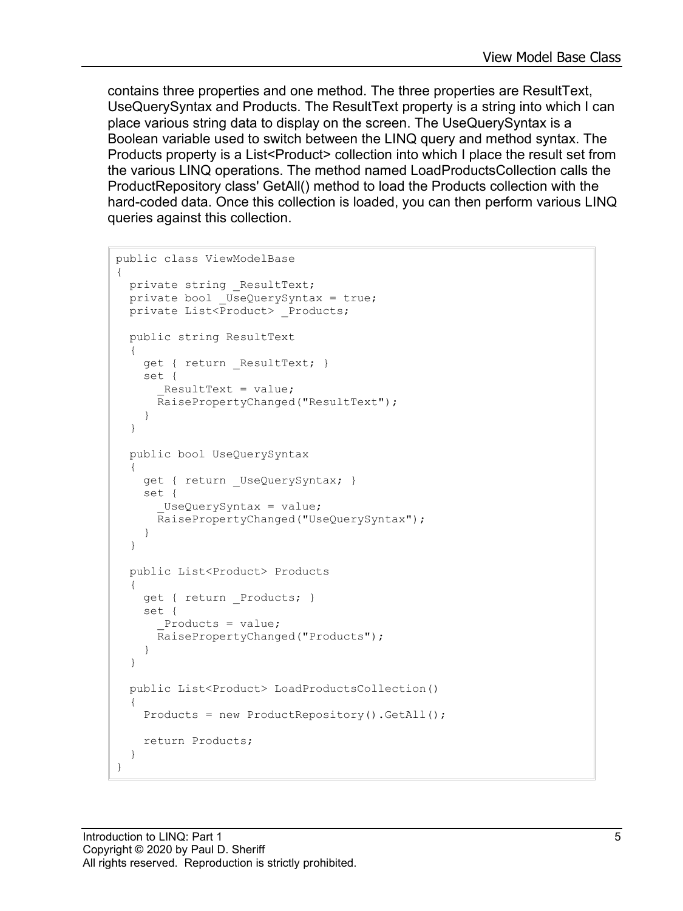contains three properties and one method. The three properties are ResultText, UseQuerySyntax and Products. The ResultText property is a string into which I can place various string data to display on the screen. The UseQuerySyntax is a Boolean variable used to switch between the LINQ query and method syntax. The Products property is a List<Product> collection into which I place the result set from the various LINQ operations. The method named LoadProductsCollection calls the ProductRepository class' GetAll() method to load the Products collection with the hard-coded data. Once this collection is loaded, you can then perform various LINQ queries against this collection.

```
public class ViewModelBase
{
  private string _ResultText;
  private bool _UseQuerySyntax = true;
  private List<Product> _Products;

  public string ResultText
  {
    get { return _ResultText; }
    set {
      _ResultText = value;
      RaisePropertyChanged("ResultText");
    }
  }

  public bool UseQuerySyntax
  {
    get { return _UseQuerySyntax; }
    set {
      _UseQuerySyntax = value;
      RaisePropertyChanged("UseQuerySyntax");
    }
  }

  public List<Product> Products
  {
    get { return _Products; }
    set {
      _Products = value;
      RaisePropertyChanged("Products");
    }
  }

  public List<Product> LoadProductsCollection()
  {
    Products = new ProductRepository().GetAll();

    return Products;
  }
}
```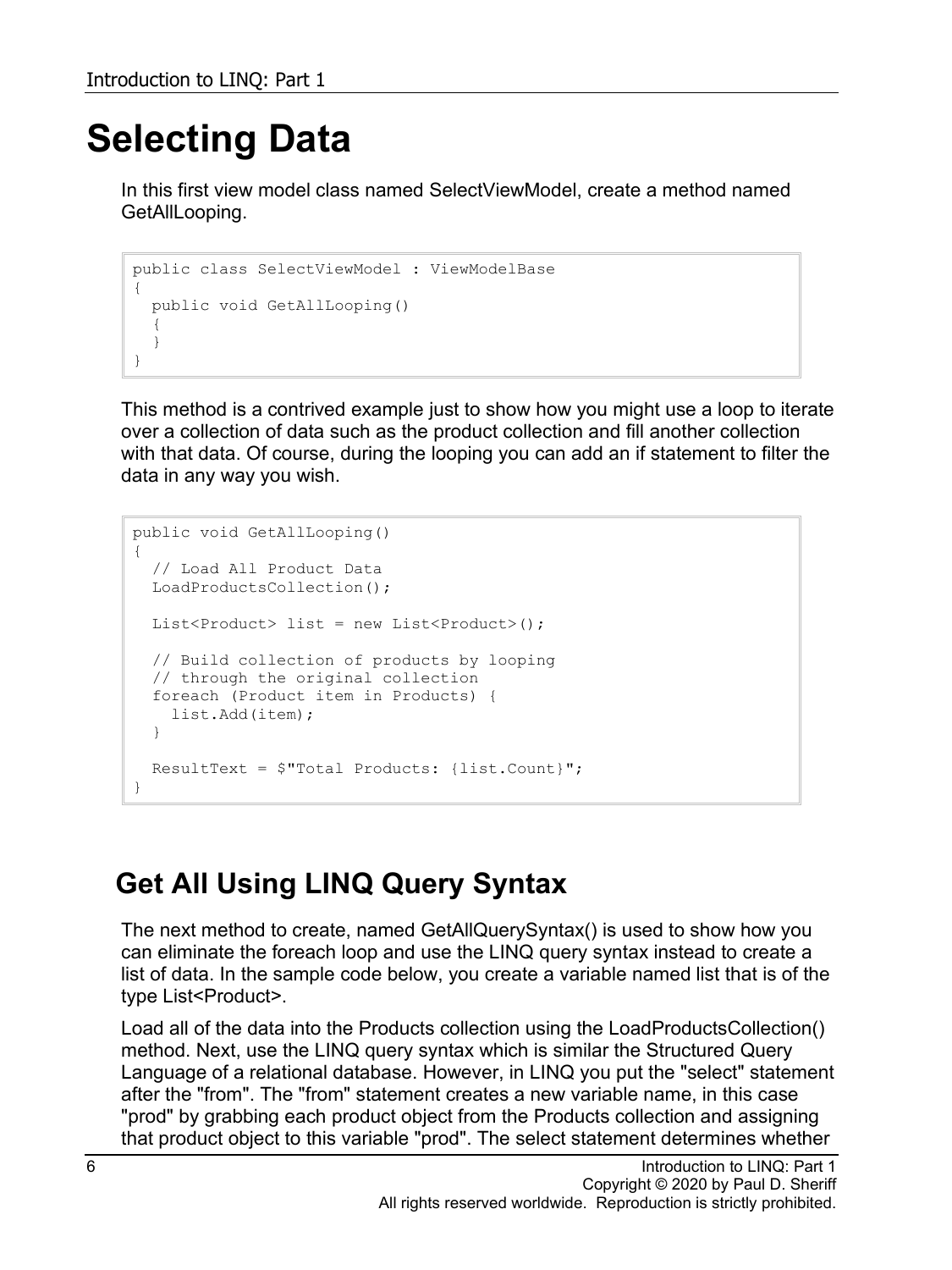# Selecting Data

In this first view model class named SelectViewModel, create a method named GetAllLooping.

```
public class SelectViewModel : ViewModelBase
{
  public void GetAllLooping()
  {
  }
}
```

This method is a contrived example just to show how you might use a loop to iterate over a collection of data such as the product collection and fill another collection with that data. Of course, during the looping you can add an if statement to filter the data in any way you wish.

```
public void GetAllLooping()
{
  // Load All Product Data
  LoadProductsCollection();

  List<Product> list = new List<Product>();

  // Build collection of products by looping
  // through the original collection
  foreach (Product item in Products) {
    list.Add(item);
  }

  ResultText = $"Total Products: {list.Count}";
}
```

## Get All Using LINQ Query Syntax

The next method to create, named GetAllQuerySyntax() is used to show how you can eliminate the foreach loop and use the LINQ query syntax instead to create a list of data. In the sample code below, you create a variable named list that is of the type List<Product>.

Load all of the data into the Products collection using the LoadProductsCollection() method. Next, use the LINQ query syntax which is similar the Structured Query Language of a relational database. However, in LINQ you put the "select" statement after the "from". The "from" statement creates a new variable name, in this case "prod" by grabbing each product object from the Products collection and assigning that product object to this variable "prod". The select statement determines whether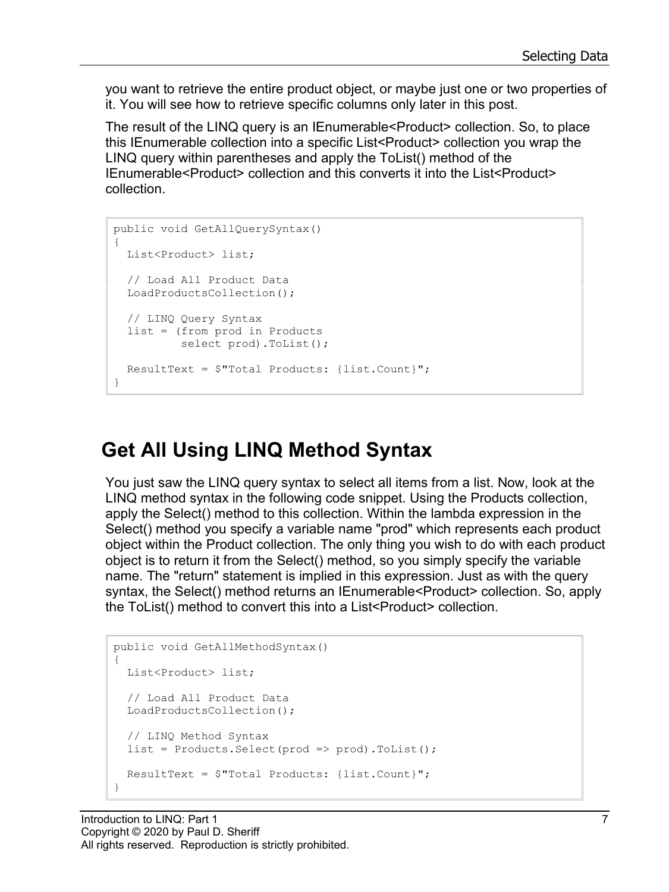you want to retrieve the entire product object, or maybe just one or two properties of it. You will see how to retrieve specific columns only later in this post.

The result of the LINQ query is an IEnumerable<Product> collection. So, to place this IEnumerable collection into a specific List<Product> collection you wrap the LINQ query within parentheses and apply the ToList() method of the IEnumerable<Product> collection and this converts it into the List<Product> collection.

```
public void GetAllQuerySyntax()
{
  List<Product> list;

  // Load All Product Data
  LoadProductsCollection();

  // LINQ Query Syntax
  list = (from prod in Products
          select prod).ToList();

  ResultText = $"Total Products: {list.Count}";
}
```

## Get All Using LINQ Method Syntax

You just saw the LINQ query syntax to select all items from a list. Now, look at the LINQ method syntax in the following code snippet. Using the Products collection, apply the Select() method to this collection. Within the lambda expression in the Select() method you specify a variable name "prod" which represents each product object within the Product collection. The only thing you wish to do with each product object is to return it from the Select() method, so you simply specify the variable name. The "return" statement is implied in this expression. Just as with the query syntax, the Select() method returns an IEnumerable<Product> collection. So, apply the ToList() method to convert this into a List<Product> collection.

```
public void GetAllMethodSyntax()
{
  List<Product> list;

  // Load All Product Data
  LoadProductsCollection();

  // LINQ Method Syntax
  list = Products.Select(prod => prod).ToList();

  ResultText = $"Total Products: {list.Count}";
}
```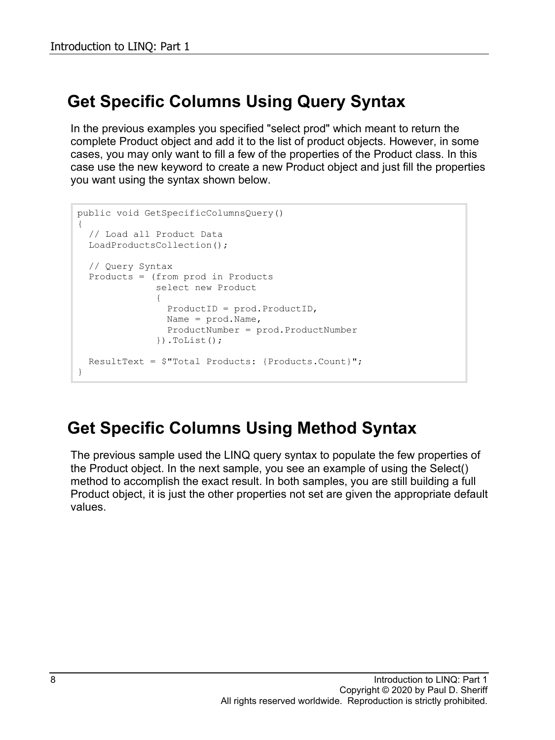## Get Specific Columns Using Query Syntax

In the previous examples you specified "select prod" which meant to return the complete Product object and add it to the list of product objects. However, in some cases, you may only want to fill a few of the properties of the Product class. In this case use the new keyword to create a new Product object and just fill the properties you want using the syntax shown below.

```
public void GetSpecificColumnsQuery()
{
  // Load all Product Data
  LoadProductsCollection();

  // Query Syntax
  Products = (from prod in Products
              select new Product
              {
                ProductID = prod.ProductID,
                Name = prod.Name,
                ProductNumber = prod.ProductNumber
              }).ToList();

  ResultText = $"Total Products: {Products.Count}";
}
```

## Get Specific Columns Using Method Syntax

The previous sample used the LINQ query syntax to populate the few properties of the Product object. In the next sample, you see an example of using the Select() method to accomplish the exact result. In both samples, you are still building a full Product object, it is just the other properties not set are given the appropriate default values.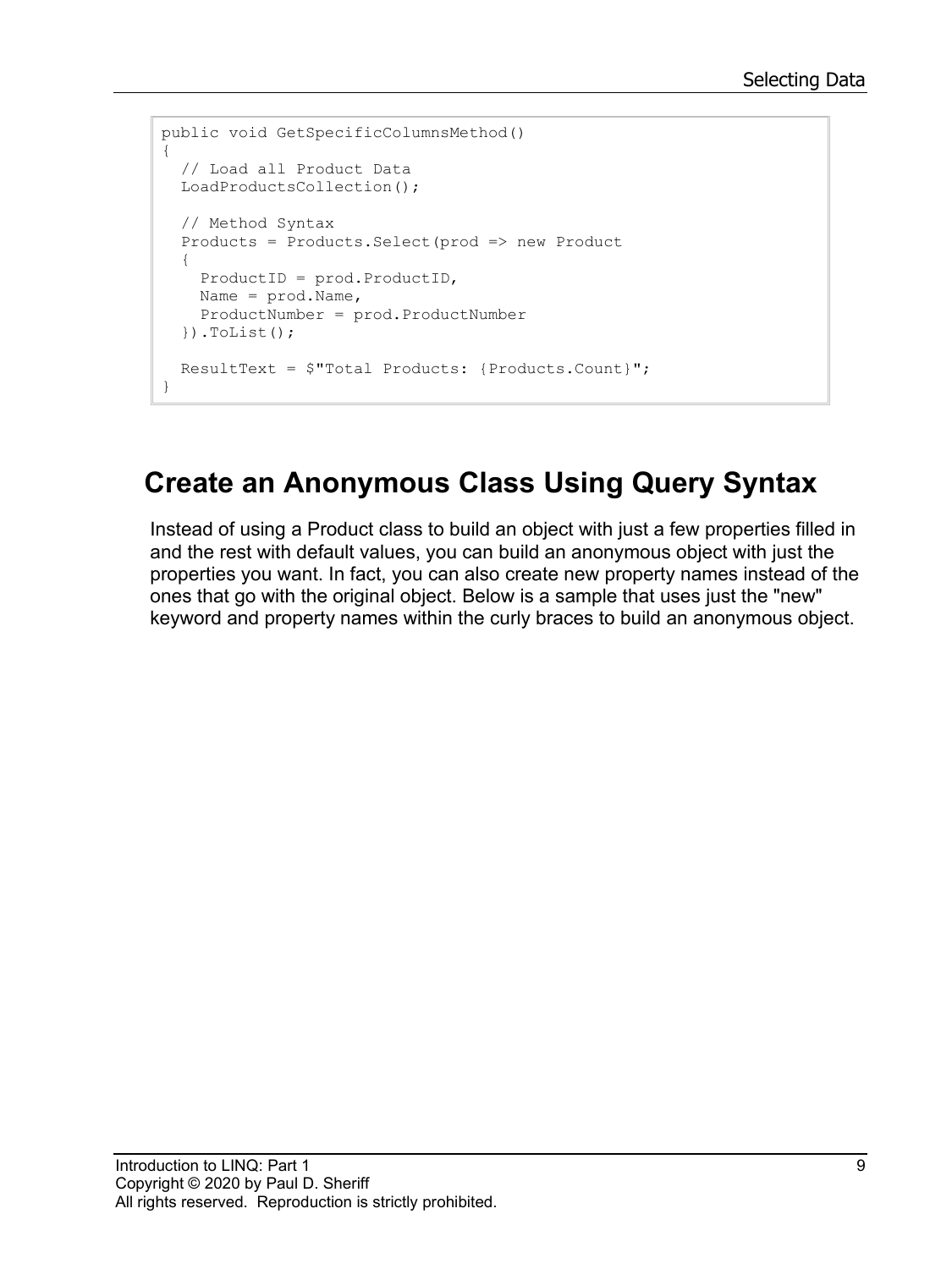```
public void GetSpecificColumnsMethod()
{
  // Load all Product Data
  LoadProductsCollection();

  // Method Syntax
  Products = Products.Select(prod => new Product
  {
    ProductID = prod.ProductID,
    Name = prod.Name,
    ProductNumber = prod.ProductNumber
  }).ToList();

  ResultText = $"Total Products: {Products.Count}";
}
```

## Create an Anonymous Class Using Query Syntax

Instead of using a Product class to build an object with just a few properties filled in and the rest with default values, you can build an anonymous object with just the properties you want. In fact, you can also create new property names instead of the ones that go with the original object. Below is a sample that uses just the "new" keyword and property names within the curly braces to build an anonymous object.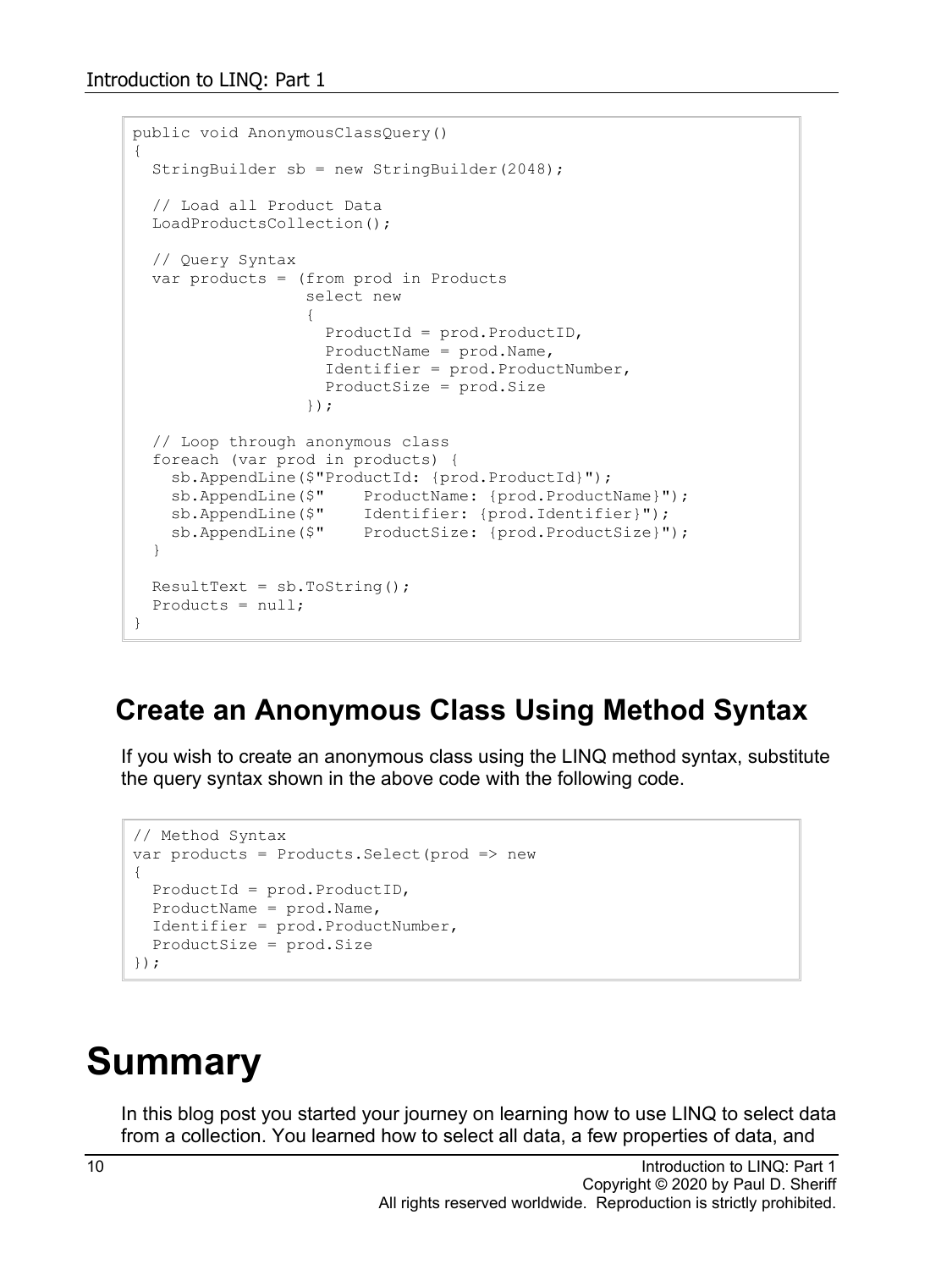```
public void AnonymousClassQuery()
{
  StringBuilder sb = new StringBuilder(2048);

  // Load all Product Data
  LoadProductsCollection();

  // Query Syntax
  var products = (from prod in Products
                  select new
                  {
                    ProductId = prod.ProductID,
                    ProductName = prod.Name,
                    Identifier = prod.ProductNumber,
                    ProductSize = prod.Size
                  });

  // Loop through anonymous class
  foreach (var prod in products) {
    sb.AppendLine($"ProductId: {prod.ProductId}");
    sb.AppendLine($"    ProductName: {prod.ProductName}");
    sb.AppendLine($"    Identifier: {prod.Identifier}");
    sb.AppendLine($"    ProductSize: {prod.ProductSize}");
  }

  ResultText = sb.ToString();
  Products = null;
}
```

## Create an Anonymous Class Using Method Syntax

If you wish to create an anonymous class using the LINQ method syntax, substitute the query syntax shown in the above code with the following code.

```
// Method Syntax
var products = Products.Select(prod => new
{
  ProductId = prod.ProductID,
  ProductName = prod.Name,
  Identifier = prod.ProductNumber,
  ProductSize = prod.Size
});
```

# Summary

In this blog post you started your journey on learning how to use LINQ to select data from a collection. You learned how to select all data, a few properties of data, and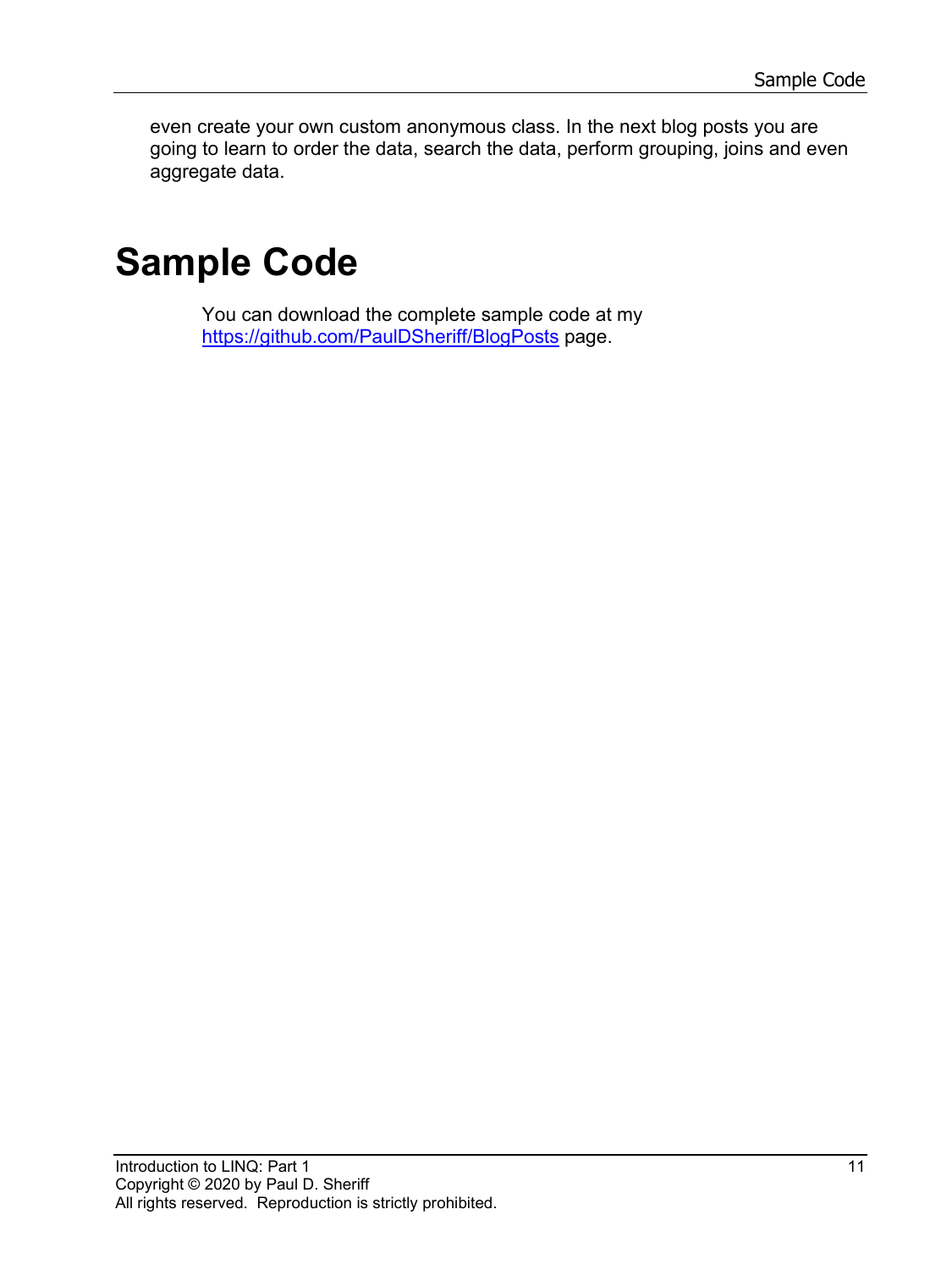even create your own custom anonymous class. In the next blog posts you are going to learn to order the data, search the data, perform grouping, joins and even aggregate data.

# Sample Code

You can download the complete sample code at my [https://github.com/PaulDSheriff/BlogPosts](https://github.com/PaulDSheriff/BlogPosts) page.